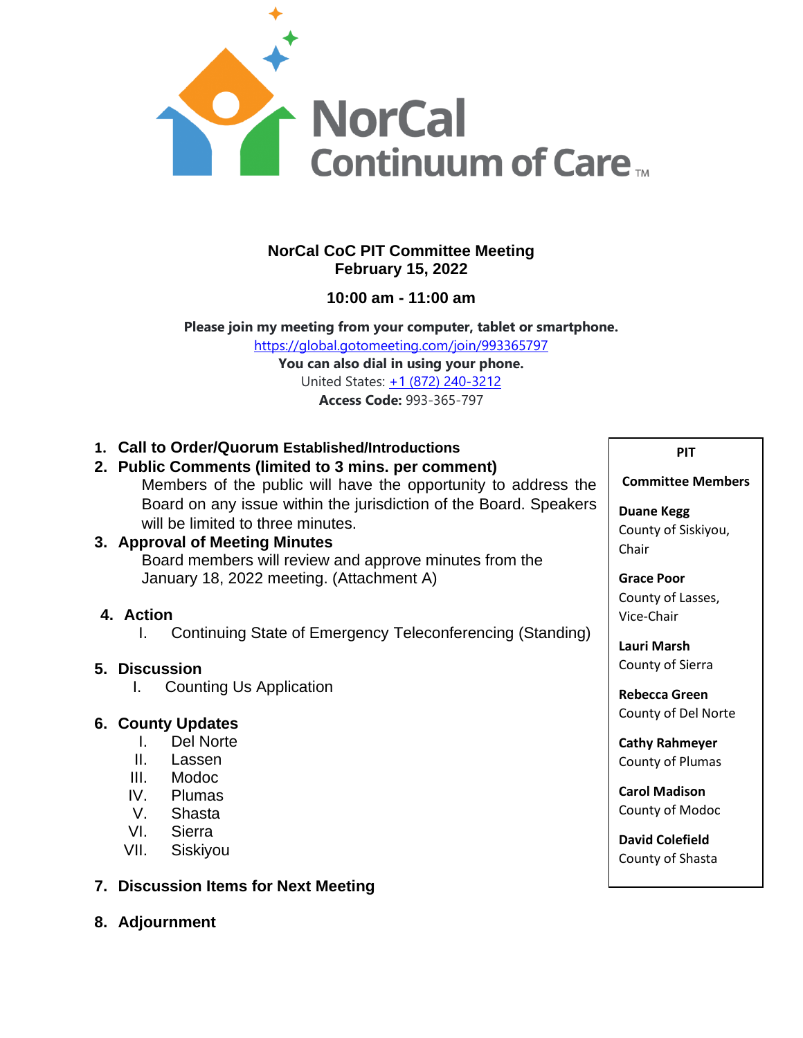NorCal Continuum of Care™

# NorCal CoC PIT Committee Meeting
## February 15, 2022

**10:00 am - 11:00 am**

**Please join my meeting from your computer, tablet or smartphone.**
https://global.gotomeeting.com/join/993365797
**You can also dial in using your phone.**
United States: +1 (872) 240-3212
**Access Code:** 993-365-797

1. **Call to Order/Quorum Established/Introductions**
2. **Public Comments (limited to 3 mins. per comment)**
   Members of the public will have the opportunity to address the Board on any issue within the jurisdiction of the Board. Speakers will be limited to three minutes.
3. **Approval of Meeting Minutes**
   Board members will review and approve minutes from the January 18, 2022 meeting. (Attachment A)
4. **Action**
   I. Continuing State of Emergency Teleconferencing (Standing)
5. **Discussion**
   I. Counting Us Application
6. **County Updates**
   I. Del Norte
   II. Lassen
   III. Modoc
   IV. Plumas
   V. Shasta
   VI. Sierra
   VII. Siskiyou
7. **Discussion Items for Next Meeting**
8. **Adjournment**

**PIT Committee Members**

**Duane Kegg**
County of Siskiyou, Chair

**Grace Poor**
County of Lasses, Vice-Chair

**Lauri Marsh**
County of Sierra

**Rebecca Green**
County of Del Norte

**Cathy Rahmeyer**
County of Plumas

**Carol Madison**
County of Modoc

**David Colefield**
County of Shasta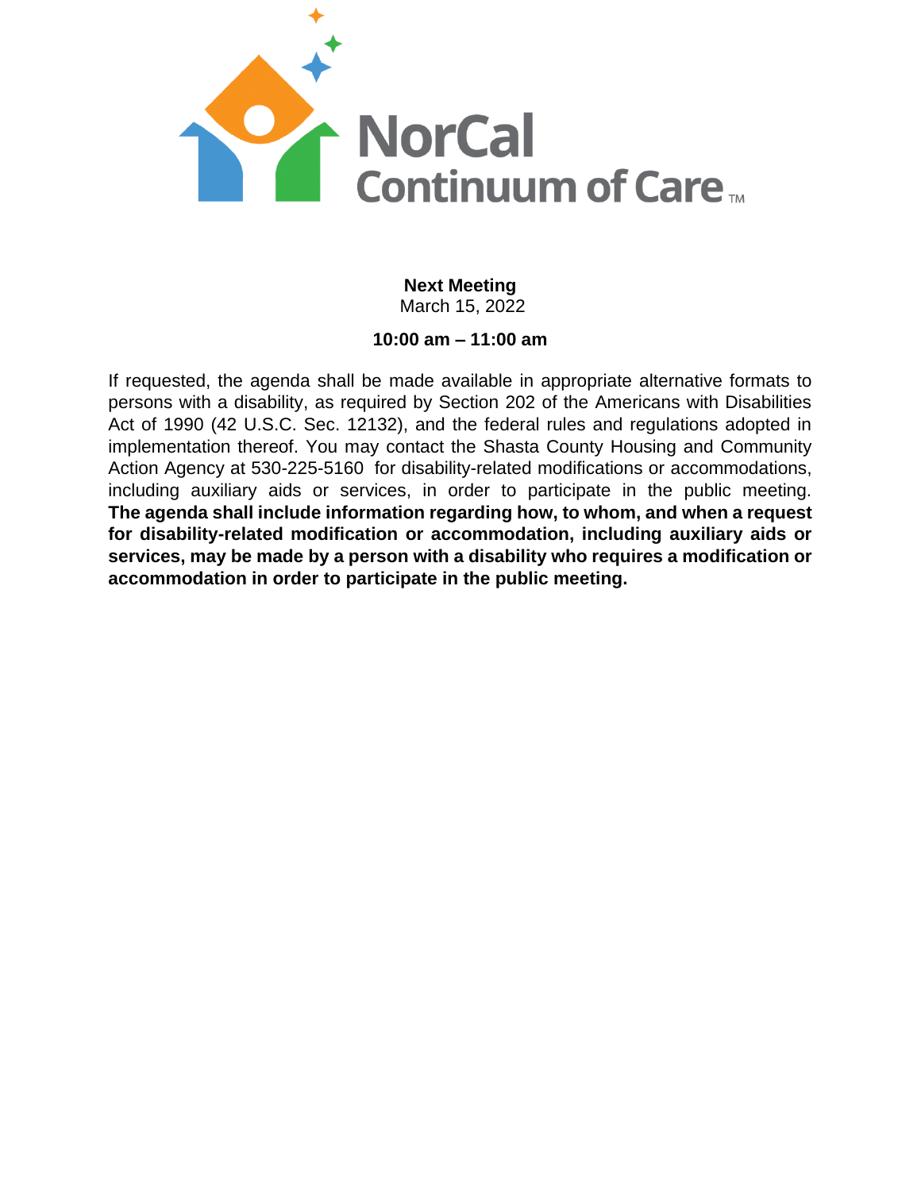NorCal Continuum of Care™

**Next Meeting**
March 15, 2022

**10:00 am – 11:00 am**

If requested, the agenda shall be made available in appropriate alternative formats to persons with a disability, as required by Section 202 of the Americans with Disabilities Act of 1990 (42 U.S.C. Sec. 12132), and the federal rules and regulations adopted in implementation thereof. You may contact the Shasta County Housing and Community Action Agency at 530-225-5160 for disability-related modifications or accommodations, including auxiliary aids or services, in order to participate in the public meeting. **The agenda shall include information regarding how, to whom, and when a request for disability-related modification or accommodation, including auxiliary aids or services, may be made by a person with a disability who requires a modification or accommodation in order to participate in the public meeting.**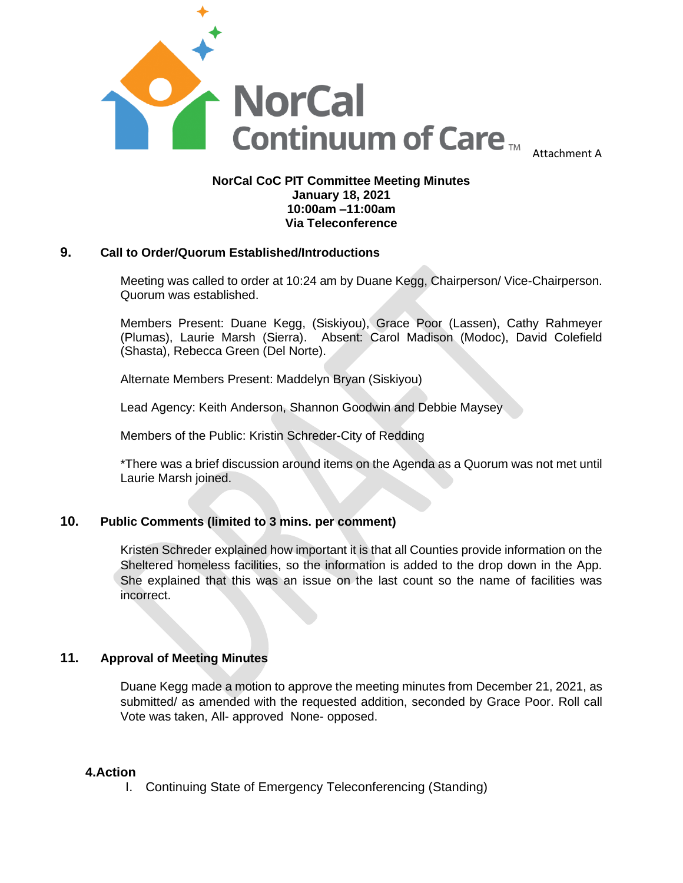NorCal Continuum of Care™

Attachment A

**NorCal CoC PIT Committee Meeting Minutes**
**January 18, 2021**
**10:00am –11:00am**
**Via Teleconference**

**9. Call to Order/Quorum Established/Introductions**

Meeting was called to order at 10:24 am by Duane Kegg, Chairperson/ Vice-Chairperson. Quorum was established.

Members Present: Duane Kegg, (Siskiyou), Grace Poor (Lassen), Cathy Rahmeyer (Plumas), Laurie Marsh (Sierra). Absent: Carol Madison (Modoc), David Colefield (Shasta), Rebecca Green (Del Norte).

Alternate Members Present: Maddelyn Bryan (Siskiyou)

Lead Agency: Keith Anderson, Shannon Goodwin and Debbie Maysey

Members of the Public: Kristin Schreder-City of Redding

*There was a brief discussion around items on the Agenda as a Quorum was not met until Laurie Marsh joined.

**10. Public Comments (limited to 3 mins. per comment)**

Kristen Schreder explained how important it is that all Counties provide information on the Sheltered homeless facilities, so the information is added to the drop down in the App. She explained that this was an issue on the last count so the name of facilities was incorrect.

**11. Approval of Meeting Minutes**

Duane Kegg made a motion to approve the meeting minutes from December 21, 2021, as submitted/ as amended with the requested addition, seconded by Grace Poor. Roll call Vote was taken, All- approved None- opposed.

**4.Action**

I. Continuing State of Emergency Teleconferencing (Standing)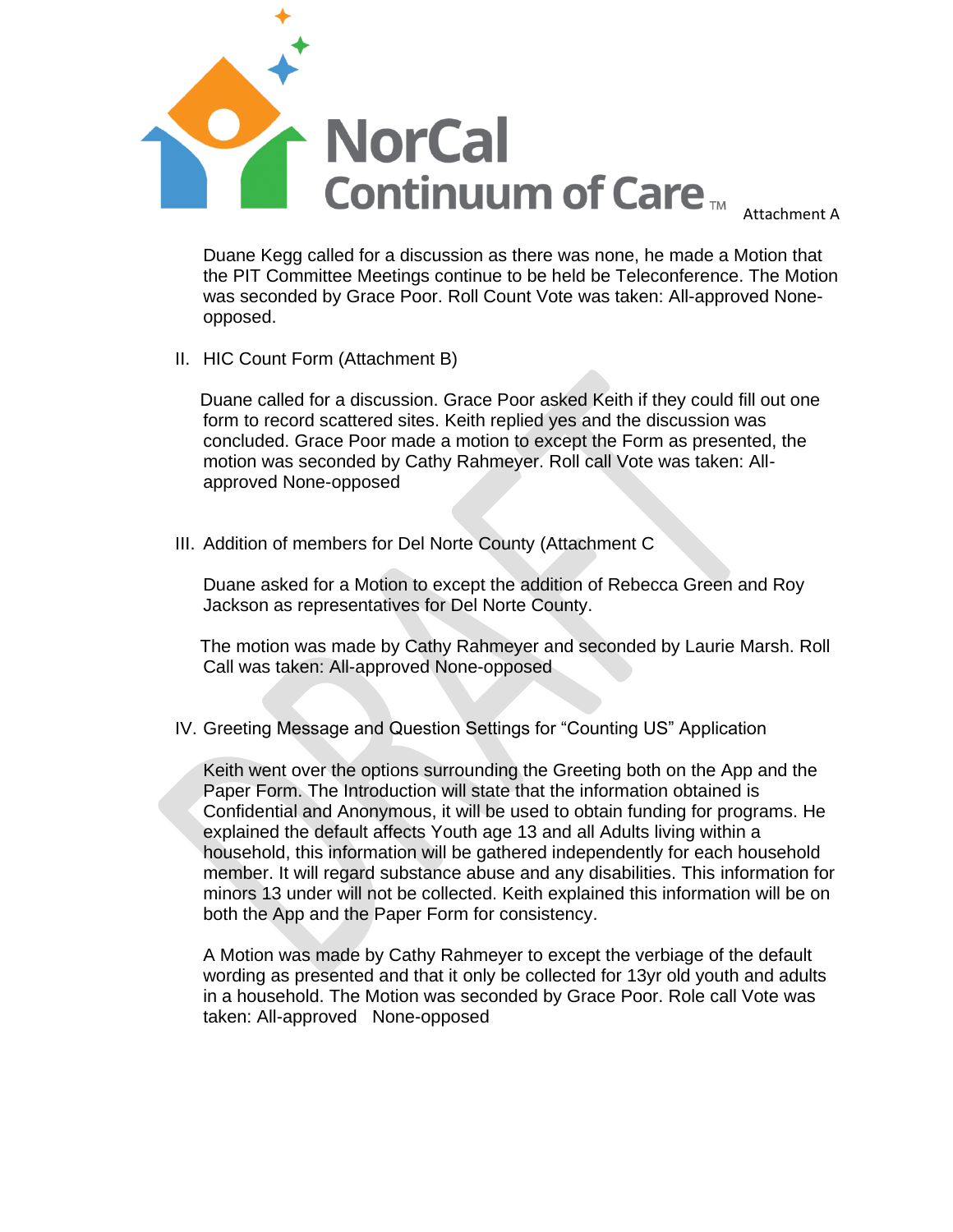Attachment A

Duane Kegg called for a discussion as there was none, he made a Motion that the PIT Committee Meetings continue to be held be Teleconference. The Motion was seconded by Grace Poor. Roll Count Vote was taken: All-approved None-opposed.

II. HIC Count Form (Attachment B)

Duane called for a discussion. Grace Poor asked Keith if they could fill out one form to record scattered sites. Keith replied yes and the discussion was concluded. Grace Poor made a motion to except the Form as presented, the motion was seconded by Cathy Rahmeyer. Roll call Vote was taken: All-approved None-opposed

III. Addition of members for Del Norte County (Attachment C

Duane asked for a Motion to except the addition of Rebecca Green and Roy Jackson as representatives for Del Norte County.

The motion was made by Cathy Rahmeyer and seconded by Laurie Marsh. Roll Call was taken: All-approved None-opposed

IV. Greeting Message and Question Settings for "Counting US" Application

Keith went over the options surrounding the Greeting both on the App and the Paper Form. The Introduction will state that the information obtained is Confidential and Anonymous, it will be used to obtain funding for programs. He explained the default affects Youth age 13 and all Adults living within a household, this information will be gathered independently for each household member. It will regard substance abuse and any disabilities. This information for minors 13 under will not be collected. Keith explained this information will be on both the App and the Paper Form for consistency.

A Motion was made by Cathy Rahmeyer to except the verbiage of the default wording as presented and that it only be collected for 13yr old youth and adults in a household. The Motion was seconded by Grace Poor. Role call Vote was taken: All-approved None-opposed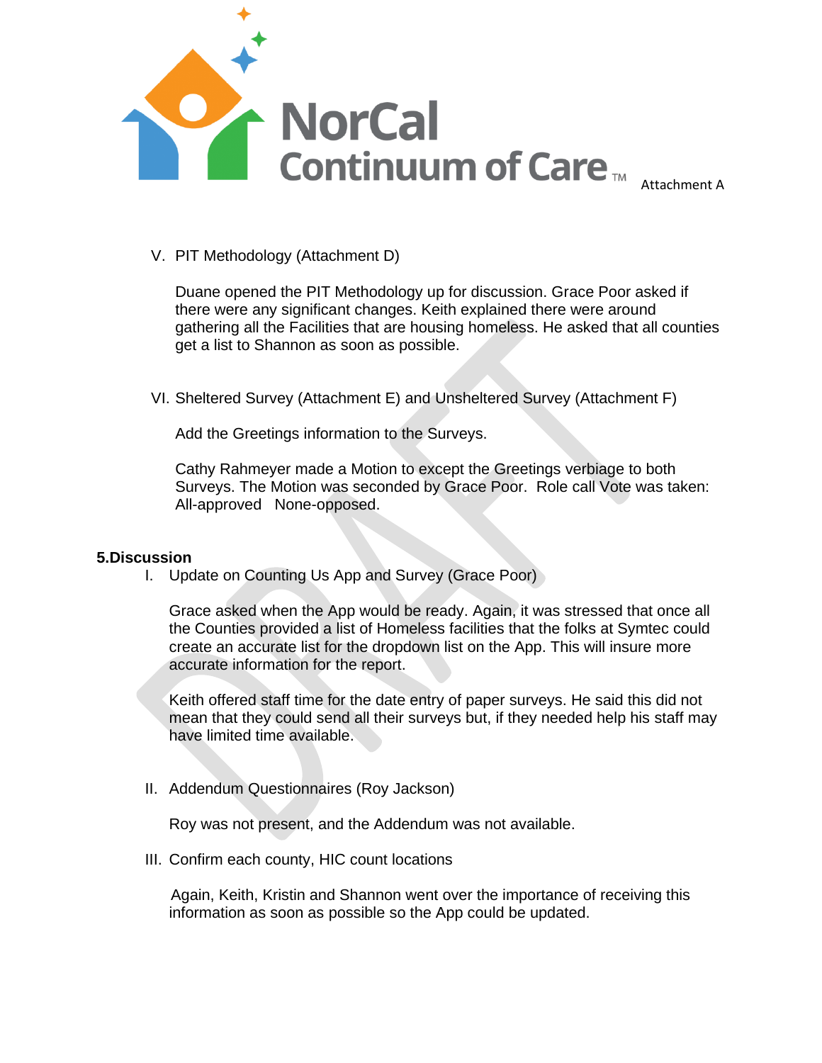Attachment A

V. PIT Methodology (Attachment D)

Duane opened the PIT Methodology up for discussion. Grace Poor asked if there were any significant changes. Keith explained there were around gathering all the Facilities that are housing homeless. He asked that all counties get a list to Shannon as soon as possible.

VI. Sheltered Survey (Attachment E) and Unsheltered Survey (Attachment F)

Add the Greetings information to the Surveys.

Cathy Rahmeyer made a Motion to except the Greetings verbiage to both Surveys. The Motion was seconded by Grace Poor. Role call Vote was taken: All-approved None-opposed.

**5.Discussion**

I. Update on Counting Us App and Survey (Grace Poor)

Grace asked when the App would be ready. Again, it was stressed that once all the Counties provided a list of Homeless facilities that the folks at Symtec could create an accurate list for the dropdown list on the App. This will insure more accurate information for the report.

Keith offered staff time for the date entry of paper surveys. He said this did not mean that they could send all their surveys but, if they needed help his staff may have limited time available.

II. Addendum Questionnaires (Roy Jackson)

Roy was not present, and the Addendum was not available.

III. Confirm each county, HIC count locations

Again, Keith, Kristin and Shannon went over the importance of receiving this information as soon as possible so the App could be updated.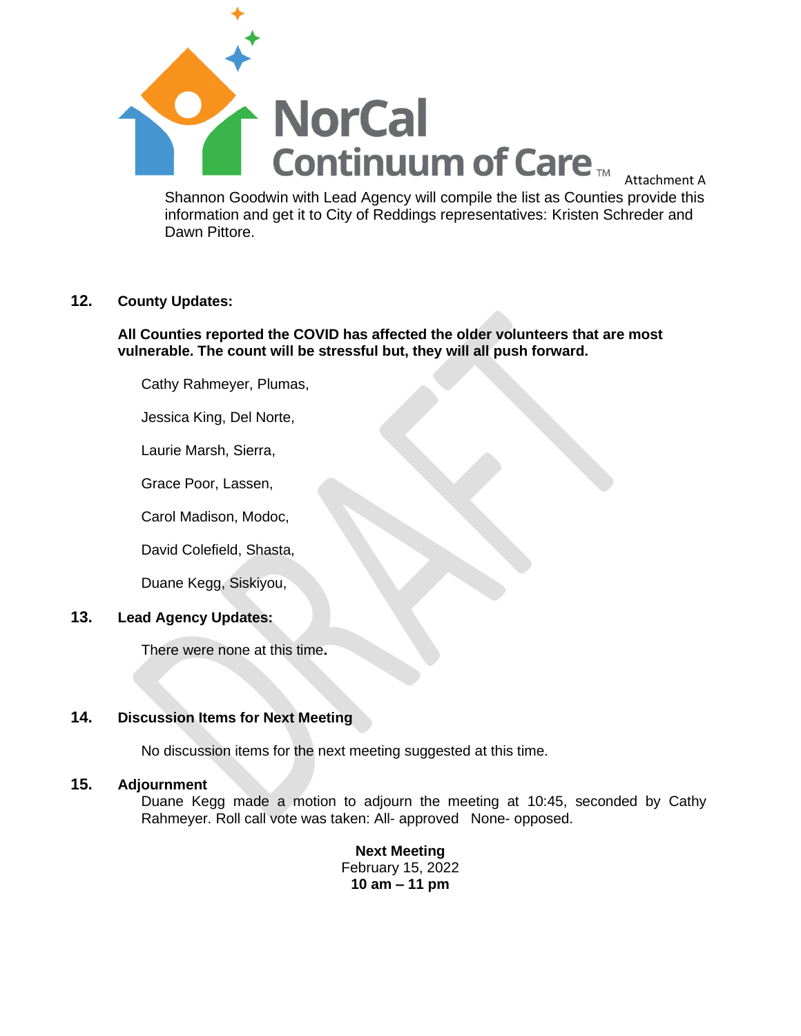Attachment A

Shannon Goodwin with Lead Agency will compile the list as Counties provide this information and get it to City of Reddings representatives: Kristen Schreder and Dawn Pittore.

**12. County Updates:**

**All Counties reported the COVID has affected the older volunteers that are most vulnerable. The count will be stressful but, they will all push forward.**

Cathy Rahmeyer, Plumas,

Jessica King, Del Norte,

Laurie Marsh, Sierra,

Grace Poor, Lassen,

Carol Madison, Modoc,

David Colefield, Shasta,

Duane Kegg, Siskiyou,

**13. Lead Agency Updates:**

There were none at this time**.**

**14. Discussion Items for Next Meeting**

No discussion items for the next meeting suggested at this time.

**15. Adjournment**

Duane Kegg made a motion to adjourn the meeting at 10:45, seconded by Cathy Rahmeyer. Roll call vote was taken: All- approved None- opposed.

**Next Meeting**
February 15, 2022
**10 am – 11 pm**